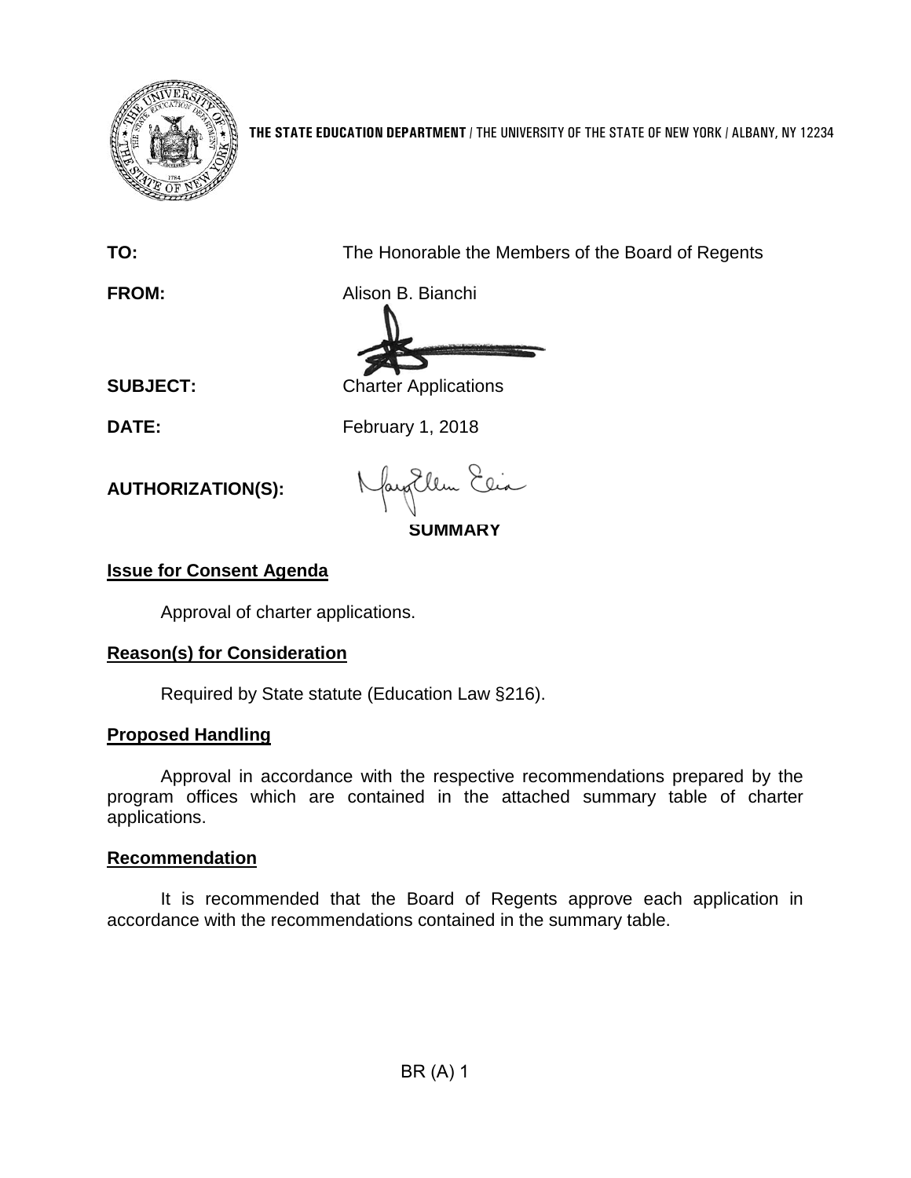**THE STATE EDUCATION DEPARTMENT** / THE UNIVERSITY OF THE STATE OF NEW YORK / ALBANY, NY 12234

**TO:** The Honorable the Members of the Board of Regents

**FROM:** Alison B. Bianchi

**SUBJECT:** Charter Applications

**DATE:** February 1, 2018

**AUTHORIZATION(S):**

**SUMMARY**

**Issue for Consent Agenda**

Approval of charter applications.

**Reason(s) for Consideration**

Required by State statute (Education Law §216).

**Proposed Handling**

Approval in accordance with the respective recommendations prepared by the program offices which are contained in the attached summary table of charter applications.

**Recommendation**

It is recommended that the Board of Regents approve each application in accordance with the recommendations contained in the summary table.

BR (A) 1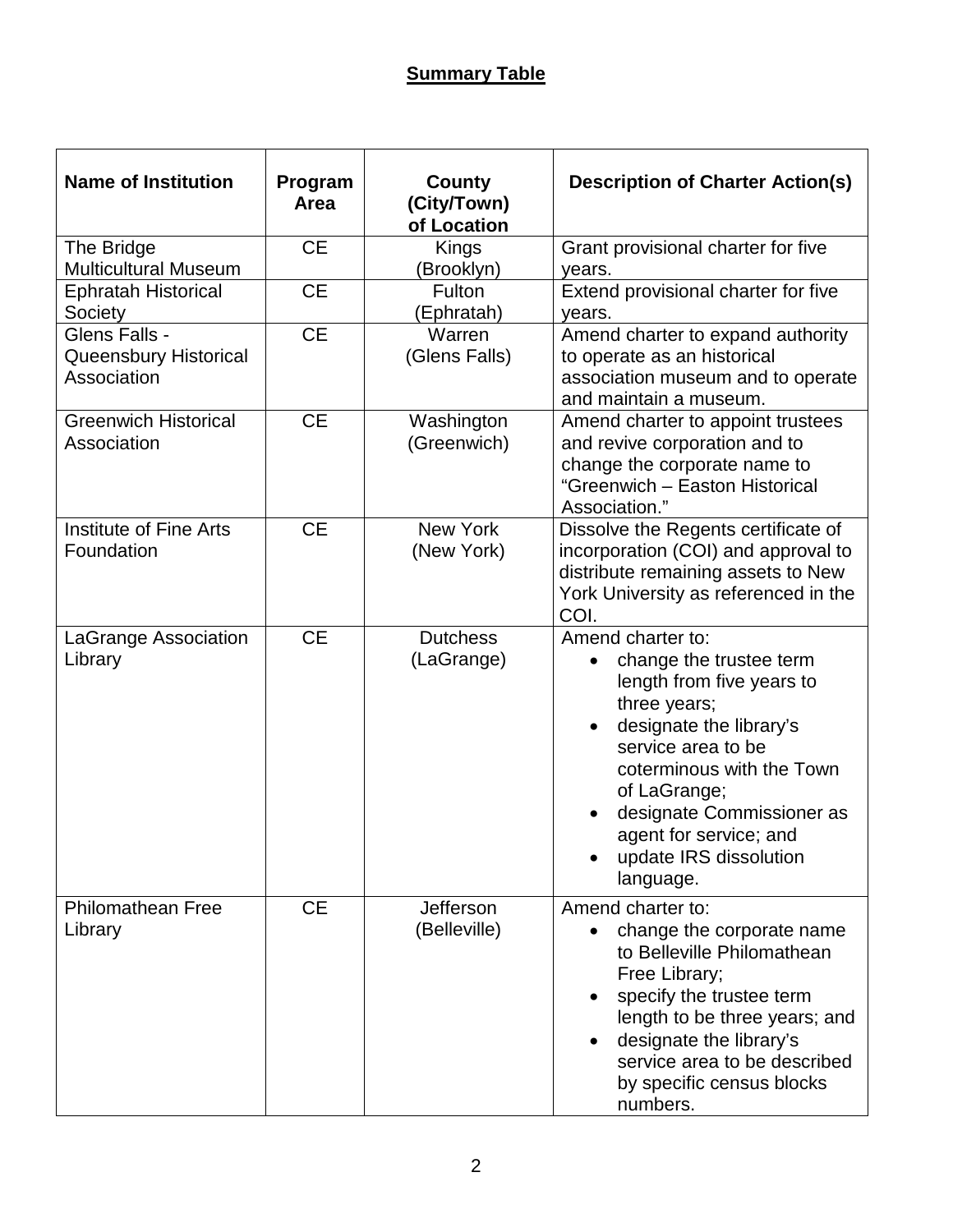## Summary Table

| Name of Institution | Program Area | County (City/Town) of Location | Description of Charter Action(s) |
| --- | --- | --- | --- |
| The Bridge Multicultural Museum | CE | Kings (Brooklyn) | Grant provisional charter for five years. |
| Ephratah Historical Society | CE | Fulton (Ephratah) | Extend provisional charter for five years. |
| Glens Falls - Queensbury Historical Association | CE | Warren (Glens Falls) | Amend charter to expand authority to operate as an historical association museum and to operate and maintain a museum. |
| Greenwich Historical Association | CE | Washington (Greenwich) | Amend charter to appoint trustees and revive corporation and to change the corporate name to "Greenwich – Easton Historical Association." |
| Institute of Fine Arts Foundation | CE | New York (New York) | Dissolve the Regents certificate of incorporation (COI) and approval to distribute remaining assets to New York University as referenced in the COI. |
| LaGrange Association Library | CE | Dutchess (LaGrange) | Amend charter to: <br>• change the trustee term length from five years to three years; <br>• designate the library's service area to be coterminous with the Town of LaGrange; <br>• designate Commissioner as agent for service; and <br>• update IRS dissolution language. |
| Philomathean Free Library | CE | Jefferson (Belleville) | Amend charter to: <br>• change the corporate name to Belleville Philomathean Free Library; <br>• specify the trustee term length to be three years; and <br>• designate the library's service area to be described by specific census blocks numbers. |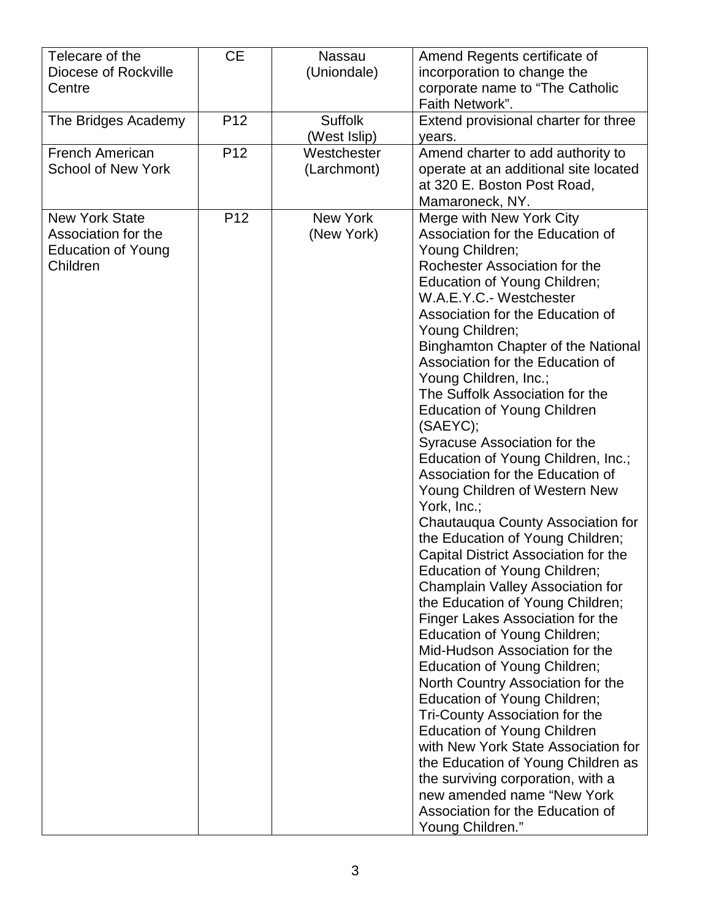| Telecare of the Diocese of Rockville Centre | CE | Nassau (Uniondale) | Amend Regents certificate of incorporation to change the corporate name to "The Catholic Faith Network". |
|---|---|---|---|
| The Bridges Academy | P12 | Suffolk (West Islip) | Extend provisional charter for three years. |
| French American School of New York | P12 | Westchester (Larchmont) | Amend charter to add authority to operate at an additional site located at 320 E. Boston Post Road, Mamaroneck, NY. |
| New York State Association for the Education of Young Children | P12 | New York (New York) | Merge with New York City Association for the Education of Young Children; Rochester Association for the Education of Young Children; W.A.E.Y.C.- Westchester Association for the Education of Young Children; Binghamton Chapter of the National Association for the Education of Young Children, Inc.; The Suffolk Association for the Education of Young Children (SAEYC); Syracuse Association for the Education of Young Children, Inc.; Association for the Education of Young Children of Western New York, Inc.; Chautauqua County Association for the Education of Young Children; Capital District Association for the Education of Young Children; Champlain Valley Association for the Education of Young Children; Finger Lakes Association for the Education of Young Children; Mid-Hudson Association for the Education of Young Children; North Country Association for the Education of Young Children; Tri-County Association for the Education of Young Children with New York State Association for the Education of Young Children as the surviving corporation, with a new amended name "New York Association for the Education of Young Children." |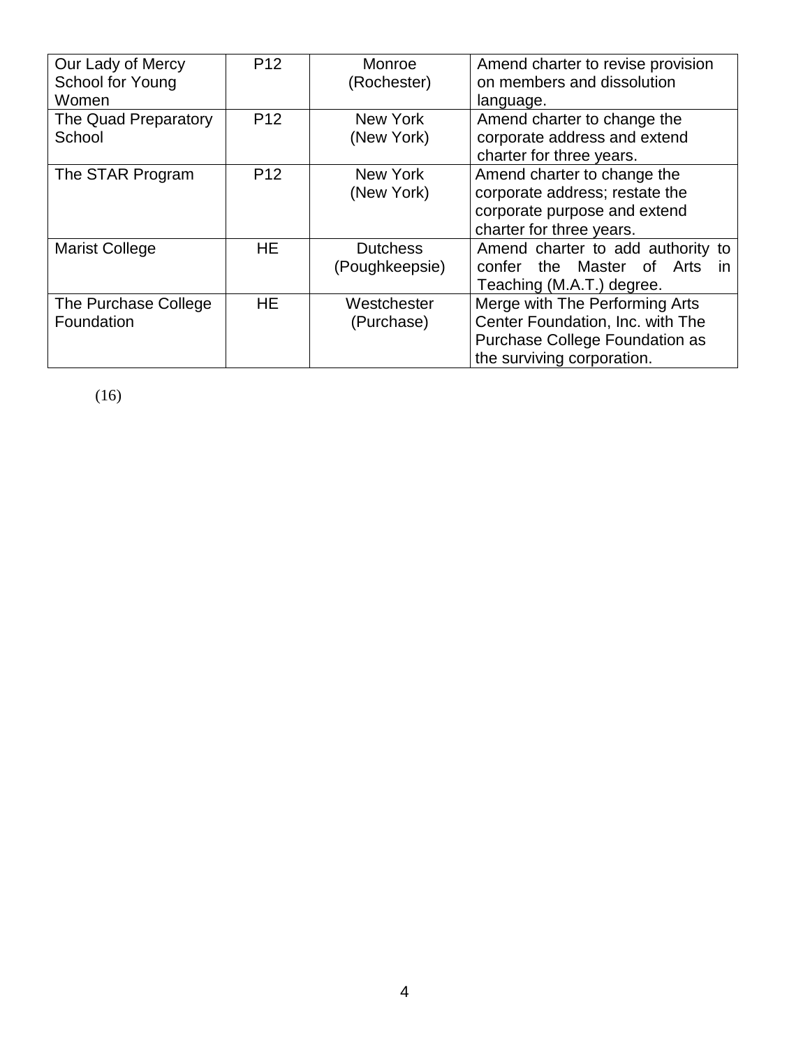| | | | |
|---|---|---|---|
| Our Lady of Mercy School for Young Women | P12 | Monroe (Rochester) | Amend charter to revise provision on members and dissolution language. |
| The Quad Preparatory School | P12 | New York (New York) | Amend charter to change the corporate address and extend charter for three years. |
| The STAR Program | P12 | New York (New York) | Amend charter to change the corporate address; restate the corporate purpose and extend charter for three years. |
| Marist College | HE | Dutchess (Poughkeepsie) | Amend charter to add authority to confer the Master of Arts in Teaching (M.A.T.) degree. |
| The Purchase College Foundation | HE | Westchester (Purchase) | Merge with The Performing Arts Center Foundation, Inc. with The Purchase College Foundation as the surviving corporation. |

(16)